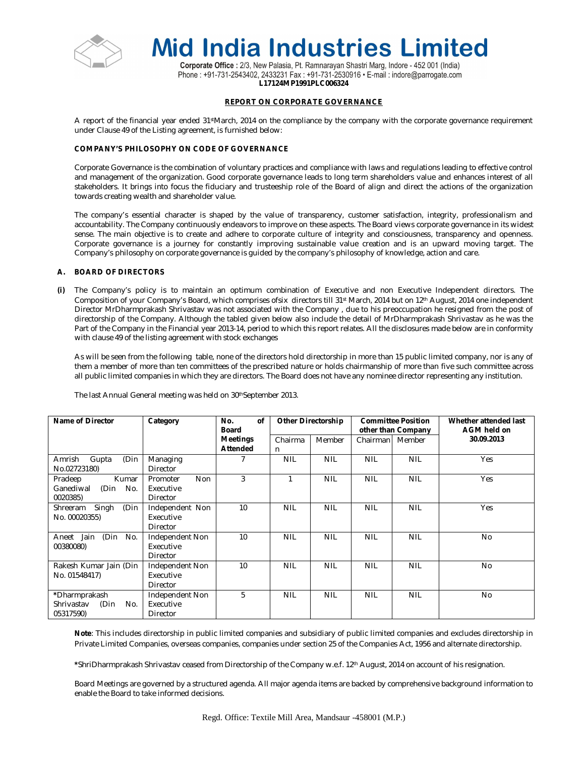# Mid India Industries Limited

**Corporate Office :** 2/3, New Palasia, Pt. Ramnarayan Shastri Marg, Indore - 452 001 (India)
Phone : +91-731-2543402, 2433231 Fax : +91-731-2530916 • E-mail : indore@parrogate.com
**L17124MP1991PLC006324**

## REPORT ON CORPORATE GOVERNANCE

A report of the financial year ended 31stMarch, 2014 on the compliance by the company with the corporate governance requirement under Clause 49 of the Listing agreement, is furnished below:

### COMPANY'S PHILOSOPHY ON CODE OF GOVERNANCE

Corporate Governance is the combination of voluntary practices and compliance with laws and regulations leading to effective control and management of the organization. Good corporate governance leads to long term shareholders value and enhances interest of all stakeholders. It brings into focus the fiduciary and trusteeship role of the Board of align and direct the actions of the organization towards creating wealth and shareholder value.

The company's essential character is shaped by the value of transparency, customer satisfaction, integrity, professionalism and accountability. The Company continuously endeavors to improve on these aspects. The Board views corporate governance in its widest sense. The main objective is to create and adhere to corporate culture of integrity and consciousness, transparency and openness. Corporate governance is a journey for constantly improving sustainable value creation and is an upward moving target. The Company's philosophy on corporate governance is guided by the company's philosophy of knowledge, action and care.

### A. BOARD OF DIRECTORS

**(i)** The Company's policy is to maintain an optimum combination of Executive and non Executive Independent directors. The Composition of your Company's Board, which comprises ofsix directors till 31st March, 2014 but on 12th August, 2014 one independent Director MrDharmprakash Shrivastav was not associated with the Company , due to his preoccupation he resigned from the post of directorship of the Company. Although the tabled given below also include the detail of MrDharmprakash Shrivastav as he was the Part of the Company in the Financial year 2013-14, period to which this report relates. All the disclosures made below are in conformity with clause 49 of the listing agreement with stock exchanges

As will be seen from the following table, none of the directors hold directorship in more than 15 public limited company, nor is any of them a member of more than ten committees of the prescribed nature or holds chairmanship of more than five such committee across all public limited companies in which they are directors. The Board does not have any nominee director representing any institution.

The last Annual General meeting was held on 30thSeptember 2013.

| Name of Director | Category | No. of Board Meetings Attended | Other Directorship | | Committee Position other than Company | | Whether attended last AGM held on 30.09.2013 |
|---|---|---|---|---|---|---|---|
| | | | Chairman | Member | Chairman | Member | |
| Amrish Gupta (Din No.02723180) | Managing Director | 7 | NIL | NIL | NIL | NIL | Yes |
| Pradeep Kumar Ganediwal (Din No. 0020385) | Promoter Non Executive Director | 3 | 1 | NIL | NIL | NIL | Yes |
| Shreeram Singh (Din No. 00020355) | Independent Non Executive Director | 10 | NIL | NIL | NIL | NIL | Yes |
| Aneet Jain (Din No. 00380080) | Independent Non Executive Director | 10 | NIL | NIL | NIL | NIL | No |
| Rakesh Kumar Jain (Din No. 01548417) | Independent Non Executive Director | 10 | NIL | NIL | NIL | NIL | No |
| *Dharmprakash Shrivastav (Din No. 05317590) | Independent Non Executive Director | 5 | NIL | NIL | NIL | NIL | No |

**Note**: This includes directorship in public limited companies and subsidiary of public limited companies and excludes directorship in Private Limited Companies, overseas companies, companies under section 25 of the Companies Act, 1956 and alternate directorship.

*ShriDharmprakash Shrivastav ceased from Directorship of the Company w.e.f. 12th August, 2014 on account of his resignation.

Board Meetings are governed by a structured agenda. All major agenda items are backed by comprehensive background information to enable the Board to take informed decisions.

Regd. Office: Textile Mill Area, Mandsaur -458001 (M.P.)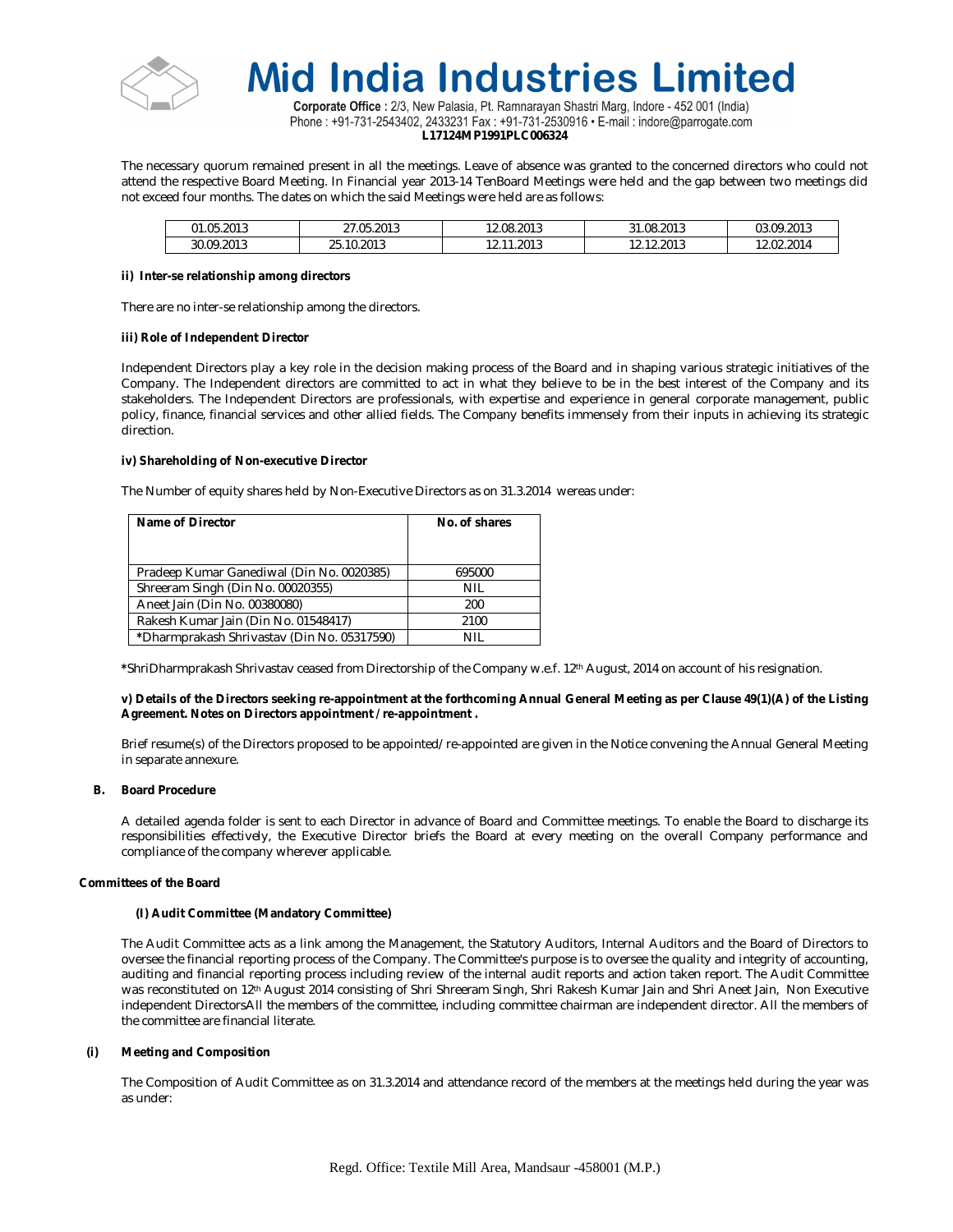The necessary quorum remained present in all the meetings. Leave of absence was granted to the concerned directors who could not attend the respective Board Meeting. In Financial year 2013-14 TenBoard Meetings were held and the gap between two meetings did not exceed four months. The dates on which the said Meetings were held are as follows:

| 01.05.2013 | 27.05.2013 | 12.08.2013 | 31.08.2013 | 03.09.2013 |
|---|---|---|---|---|
| 30.09.2013 | 25.10.2013 | 12.11.2013 | 12.12.2013 | 12.02.2014 |

**ii) Inter-se relationship among directors**

There are no inter-se relationship among the directors.

**iii) Role of Independent Director**

Independent Directors play a key role in the decision making process of the Board and in shaping various strategic initiatives of the Company. The Independent directors are committed to act in what they believe to be in the best interest of the Company and its stakeholders. The Independent Directors are professionals, with expertise and experience in general corporate management, public policy, finance, financial services and other allied fields. The Company benefits immensely from their inputs in achieving its strategic direction.

**iv) Shareholding of Non-executive Director**

The Number of equity shares held by Non-Executive Directors as on 31.3.2014 wereas under:

| Name of Director | No. of shares |
|---|---|
| Pradeep Kumar Ganediwal (Din No. 0020385) | 695000 |
| Shreeram Singh (Din No. 00020355) | NIL |
| Aneet Jain (Din No. 00380080) | 200 |
| Rakesh Kumar Jain (Din No. 01548417) | 2100 |
| *Dharmprakash Shrivastav (Din No. 05317590) | NIL |

*ShriDharmprakash Shrivastav ceased from Directorship of the Company w.e.f. 12th August, 2014 on account of his resignation.

**v) Details of the Directors seeking re-appointment at the forthcoming Annual General Meeting as per Clause 49(1)(A) of the Listing Agreement. Notes on Directors appointment / re-appointment .**

Brief resume(s) of the Directors proposed to be appointed/ re-appointed are given in the Notice convening the Annual General Meeting in separate annexure.

**B. Board Procedure**

A detailed agenda folder is sent to each Director in advance of Board and Committee meetings. To enable the Board to discharge its responsibilities effectively, the Executive Director briefs the Board at every meeting on the overall Company performance and compliance of the company wherever applicable.

**Committees of the Board**

**(I) Audit Committee (Mandatory Committee)**

The Audit Committee acts as a link among the Management, the Statutory Auditors, Internal Auditors and the Board of Directors to oversee the financial reporting process of the Company. The Committee's purpose is to oversee the quality and integrity of accounting, auditing and financial reporting process including review of the internal audit reports and action taken report. The Audit Committee was reconstituted on 12th August 2014 consisting of Shri Shreeram Singh, Shri Rakesh Kumar Jain and Shri Aneet Jain, Non Executive independent DirectorsAll the members of the committee, including committee chairman are independent director. All the members of the committee are financial literate.

**(i) Meeting and Composition**

The Composition of Audit Committee as on 31.3.2014 and attendance record of the members at the meetings held during the year was as under: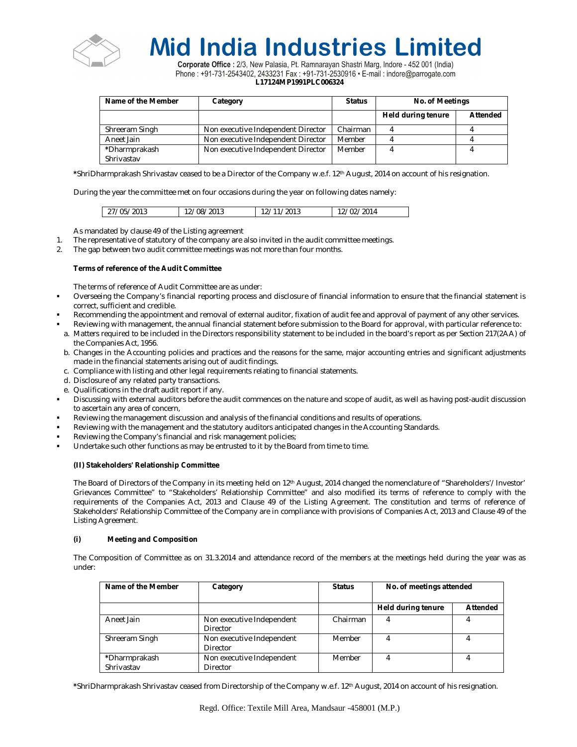| Name of the Member | Category | Status | No. of Meetings | |
|---|---|---|---|---|
| | | | Held during tenure | Attended |
| Shreeram Singh | Non executive Independent Director | Chairman | 4 | 4 |
| Aneet Jain | Non executive Independent Director | Member | 4 | 4 |
| *Dharmprakash Shrivastav | Non executive Independent Director | Member | 4 | 4 |

*ShriDharmprakash Shrivastav ceased to be a Director of the Company w.e.f. 12th August, 2014 on account of his resignation.

During the year the committee met on four occasions during the year on following dates namely:

| 27/05/2013 | 12/08/2013 | 12/11/2013 | 12/02/2014 |
|---|---|---|---|

As mandated by clause 49 of the Listing agreement

1. The representative of statutory of the company are also invited in the audit committee meetings.
2. The gap between two audit committee meetings was not more than four months.

**Terms of reference of the Audit Committee**

The terms of reference of Audit Committee are as under:

- Overseeing the Company's financial reporting process and disclosure of financial information to ensure that the financial statement is correct, sufficient and credible.
- Recommending the appointment and removal of external auditor, fixation of audit fee and approval of payment of any other services.
- Reviewing with management, the annual financial statement before submission to the Board for approval, with particular reference to:
  a. Matters required to be included in the Directors responsibility statement to be included in the board's report as per Section 217(2AA) of the Companies Act, 1956.
  b. Changes in the Accounting policies and practices and the reasons for the same, major accounting entries and significant adjustments made in the financial statements arising out of audit findings.
  c. Compliance with listing and other legal requirements relating to financial statements.
  d. Disclosure of any related party transactions.
  e. Qualifications in the draft audit report if any.
- Discussing with external auditors before the audit commences on the nature and scope of audit, as well as having post-audit discussion to ascertain any area of concern,
- Reviewing the management discussion and analysis of the financial conditions and results of operations.
- Reviewing with the management and the statutory auditors anticipated changes in the Accounting Standards.
- Reviewing the Company's financial and risk management policies;
- Undertake such other functions as may be entrusted to it by the Board from time to time.

**(II) Stakeholders' Relationship Committee**

The Board of Directors of the Company in its meeting held on 12th August, 2014 changed the nomenclature of "Shareholders'/Investor' Grievances Committee" to "Stakeholders' Relationship Committee" and also modified its terms of reference to comply with the requirements of the Companies Act, 2013 and Clause 49 of the Listing Agreement. The constitution and terms of reference of Stakeholders' Relationship Committee of the Company are in compliance with provisions of Companies Act, 2013 and Clause 49 of the Listing Agreement.

**(i) Meeting and Composition**

The Composition of Committee as on 31.3.2014 and attendance record of the members at the meetings held during the year was as under:

| Name of the Member | Category | Status | No. of meetings attended | |
|---|---|---|---|---|
| | | | Held during tenure | Attended |
| Aneet Jain | Non executive Independent Director | Chairman | 4 | 4 |
| Shreeram Singh | Non executive Independent Director | Member | 4 | 4 |
| *Dharmprakash Shrivastav | Non executive Independent Director | Member | 4 | 4 |

*ShriDharmprakash Shrivastav ceased from Directorship of the Company w.e.f. 12th August, 2014 on account of his resignation.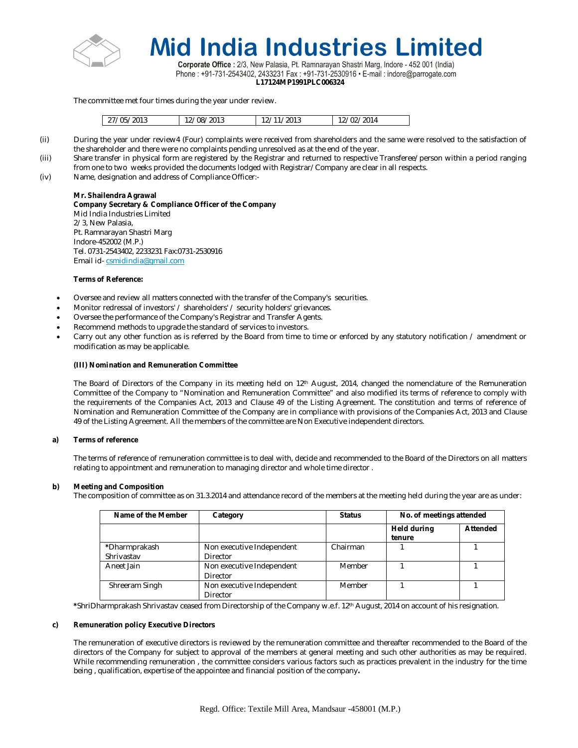The committee met four times during the year under review.

| 27/05/2013 | 12/08/2013 | 12/11/2013 | 12/02/2014 |
|---|---|---|---|

(ii) During the year under review4 (Four) complaints were received from shareholders and the same were resolved to the satisfaction of the shareholder and there were no complaints pending unresolved as at the end of the year.

(iii) Share transfer in physical form are registered by the Registrar and returned to respective Transferee/person within a period ranging from one to two weeks provided the documents lodged with Registrar/Company are clear in all respects.

(iv) Name, designation and address of Compliance Officer:-

**Mr. Shailendra Agrawal**
**Company Secretary & Compliance Officer of the Company**
Mid India Industries Limited
2/3, New Palasia,
Pt. Ramnarayan Shastri Marg
Indore-452002 (M.P.)
Tel. 0731-2543402, 2233231 Fax:0731-2530916
Email id- csmidindia@gmail.com

**Terms of Reference:**

- Oversee and review all matters connected with the transfer of the Company's securities.
- Monitor redressal of investors' / shareholders' / security holders' grievances.
- Oversee the performance of the Company's Registrar and Transfer Agents.
- Recommend methods to upgrade the standard of services to investors.
- Carry out any other function as is referred by the Board from time to time or enforced by any statutory notification / amendment or modification as may be applicable.

**(III) Nomination and Remuneration Committee**

The Board of Directors of the Company in its meeting held on 12th August, 2014, changed the nomenclature of the Remuneration Committee of the Company to "Nomination and Remuneration Committee" and also modified its terms of reference to comply with the requirements of the Companies Act, 2013 and Clause 49 of the Listing Agreement. The constitution and terms of reference of Nomination and Remuneration Committee of the Company are in compliance with provisions of the Companies Act, 2013 and Clause 49 of the Listing Agreement. All the members of the committee are Non Executive independent directors.

**a) Terms of reference**

The terms of reference of remuneration committee is to deal with, decide and recommended to the Board of the Directors on all matters relating to appointment and remuneration to managing director and whole time director .

**b) Meeting and Composition**

The composition of committee as on 31.3.2014 and attendance record of the members at the meeting held during the year are as under:

| Name of the Member | Category | Status | No. of meetings attended | |
|---|---|---|---|---|
| | | | **Held during tenure** | **Attended** |
| *Dharmprakash Shrivastav | Non executive Independent Director | Chairman | 1 | 1 |
| Aneet Jain | Non executive Independent Director | Member | 1 | 1 |
| Shreeram Singh | Non executive Independent Director | Member | 1 | 1 |

*ShriDharmprakash Shrivastav ceased from Directorship of the Company w.e.f. 12th August, 2014 on account of his resignation.

**c) Remuneration policy Executive Directors**

The remuneration of executive directors is reviewed by the remuneration committee and thereafter recommended to the Board of the directors of the Company for subject to approval of the members at general meeting and such other authorities as may be required. While recommending remuneration , the committee considers various factors such as practices prevalent in the industry for the time being , qualification, expertise of the appointee and financial position of the company**.**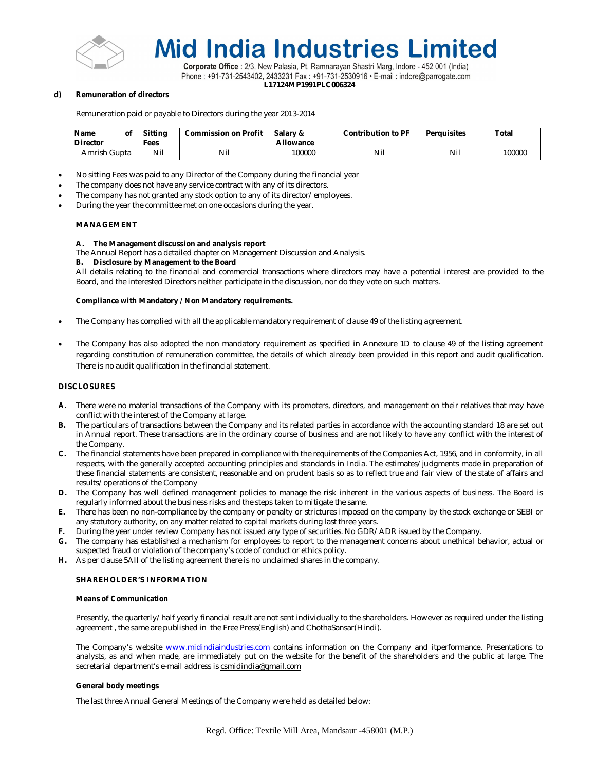**d) Remuneration of directors**

Remuneration paid or payable to Directors during the year 2013-2014

| Name of Director | Sitting Fees | Commission on Profit | Salary & Allowance | Contribution to PF | Perquisites | Total |
|---|---|---|---|---|---|---|
| Amrish Gupta | Nil | Nil | 100000 | Nil | Nil | 100000 |

- No sitting Fees was paid to any Director of the Company during the financial year
- The company does not have any service contract with any of its directors.
- The company has not granted any stock option to any of its director/ employees.
- During the year the committee met on one occasions during the year.

**MANAGEMENT**

**A. The Management discussion and analysis report**

The Annual Report has a detailed chapter on Management Discussion and Analysis.

**B. Disclosure by Management to the Board**

All details relating to the financial and commercial transactions where directors may have a potential interest are provided to the Board, and the interested Directors neither participate in the discussion, nor do they vote on such matters.

**Compliance with Mandatory / Non Mandatory requirements.**

- The Company has complied with all the applicable mandatory requirement of clause 49 of the listing agreement.
- The Company has also adopted the non mandatory requirement as specified in Annexure 1D to clause 49 of the listing agreement regarding constitution of remuneration committee, the details of which already been provided in this report and audit qualification. There is no audit qualification in the financial statement.

**DISCLOSURES**

**A.** There were no material transactions of the Company with its promoters, directors, and management on their relatives that may have conflict with the interest of the Company at large.

**B.** The particulars of transactions between the Company and its related parties in accordance with the accounting standard 18 are set out in Annual report. These transactions are in the ordinary course of business and are not likely to have any conflict with the interest of the Company.

**C.** The financial statements have been prepared in compliance with the requirements of the Companies Act, 1956, and in conformity, in all respects, with the generally accepted accounting principles and standards in India. The estimates/judgments made in preparation of these financial statements are consistent, reasonable and on prudent basis so as to reflect true and fair view of the state of affairs and results/operations of the Company

**D.** The Company has well defined management policies to manage the risk inherent in the various aspects of business. The Board is regularly informed about the business risks and the steps taken to mitigate the same.

**E.** There has been no non-compliance by the company or penalty or strictures imposed on the company by the stock exchange or SEBI or any statutory authority, on any matter related to capital markets during last three years.

**F.** During the year under review Company has not issued any type of securities. No GDR/ADR issued by the Company.

**G.** The company has established a mechanism for employees to report to the management concerns about unethical behavior, actual or suspected fraud or violation of the company's code of conduct or ethics policy.

**H.** As per clause 5AII of the listing agreement there is no unclaimed shares in the company.

**SHAREHOLDER'S INFORMATION**

**Means of Communication**

Presently, the quarterly/half yearly financial result are not sent individually to the shareholders. However as required under the listing agreement , the same are published in the Free Press(English) and ChothaSansar(Hindi).

The Company's website www.midindiaindustries.com contains information on the Company and itperformance. Presentations to analysts, as and when made, are immediately put on the website for the benefit of the shareholders and the public at large. The secretarial department's e-mail address is csmidindia@gmail.com

**General body meetings**

The last three Annual General Meetings of the Company were held as detailed below: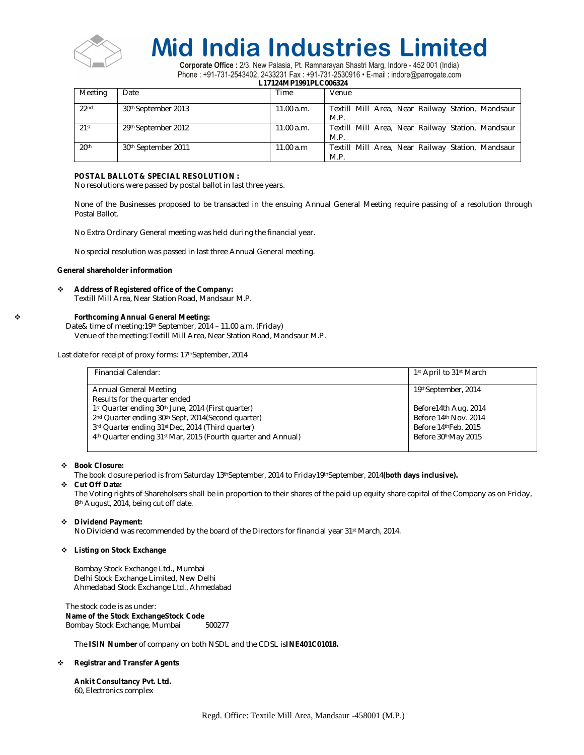| Meeting | Date | Time | Venue |
|---|---|---|---|
| 22nd | 30th September 2013 | 11.00 a.m. | Textill Mill Area, Near Railway Station, Mandsaur M.P. |
| 21st | 29th September 2012 | 11.00 a.m. | Textill Mill Area, Near Railway Station, Mandsaur M.P. |
| 20th | 30th September 2011 | 11.00 a.m | Textill Mill Area, Near Railway Station, Mandsaur M.P. |

**POSTAL BALLOT& SPECIAL RESOLUTION :**

No resolutions were passed by postal ballot in last three years.

None of the Businesses proposed to be transacted in the ensuing Annual General Meeting require passing of a resolution through Postal Ballot.

No Extra Ordinary General meeting was held during the financial year.

No special resolution was passed in last three Annual General meeting.

**General shareholder information**

- **Address of Registered office of the Company:**
  Textill Mill Area, Near Station Road, Mandsaur M.P.

- **Forthcoming Annual General Meeting:**
  Date& time of meeting:19th September, 2014 – 11.00 a.m. (Friday)
  Venue of the meeting:Textill Mill Area, Near Station Road, Mandsaur M.P.

Last date for receipt of proxy forms: 17thSeptember, 2014

| Financial Calendar: | 1st April to 31st March |
|---|---|
| Annual General Meeting | 19thSeptember, 2014 |
| Results for the quarter ended | |
| 1st Quarter ending 30th June, 2014 (First quarter) | Before14th Aug. 2014 |
| 2nd Quarter ending 30th Sept, 2014(Second quarter) | Before 14th Nov. 2014 |
| 3rd Quarter ending 31st Dec, 2014 (Third quarter) | Before 14thFeb. 2015 |
| 4th Quarter ending 31st Mar, 2015 (Fourth quarter and Annual) | Before 30thMay 2015 |

- **Book Closure:**
  The book closure period is from Saturday 13thSeptember, 2014 to Friday19thSeptember, 2014**(both days inclusive).**
- **Cut Off Date:**
  The Voting rights of Shareholsers shall be in proportion to their shares of the paid up equity share capital of the Company as on Friday, 8th August, 2014, being cut off date.

- **Dividend Payment:**
  No Dividend was recommended by the board of the Directors for financial year 31st March, 2014.

- **Listing on Stock Exchange**

  Bombay Stock Exchange Ltd., Mumbai
  Delhi Stock Exchange Limited, New Delhi
  Ahmedabad Stock Exchange Ltd., Ahmedabad

The stock code is as under:

| Name of the Stock Exchange | Stock Code |
|---|---|
| Bombay Stock Exchange, Mumbai | 500277 |

The **ISIN Number** of company on both NSDL and the CDSL is**INE401C01018.**

- **Registrar and Transfer Agents**

  **Ankit Consultancy Pvt. Ltd.**
  60, Electronics complex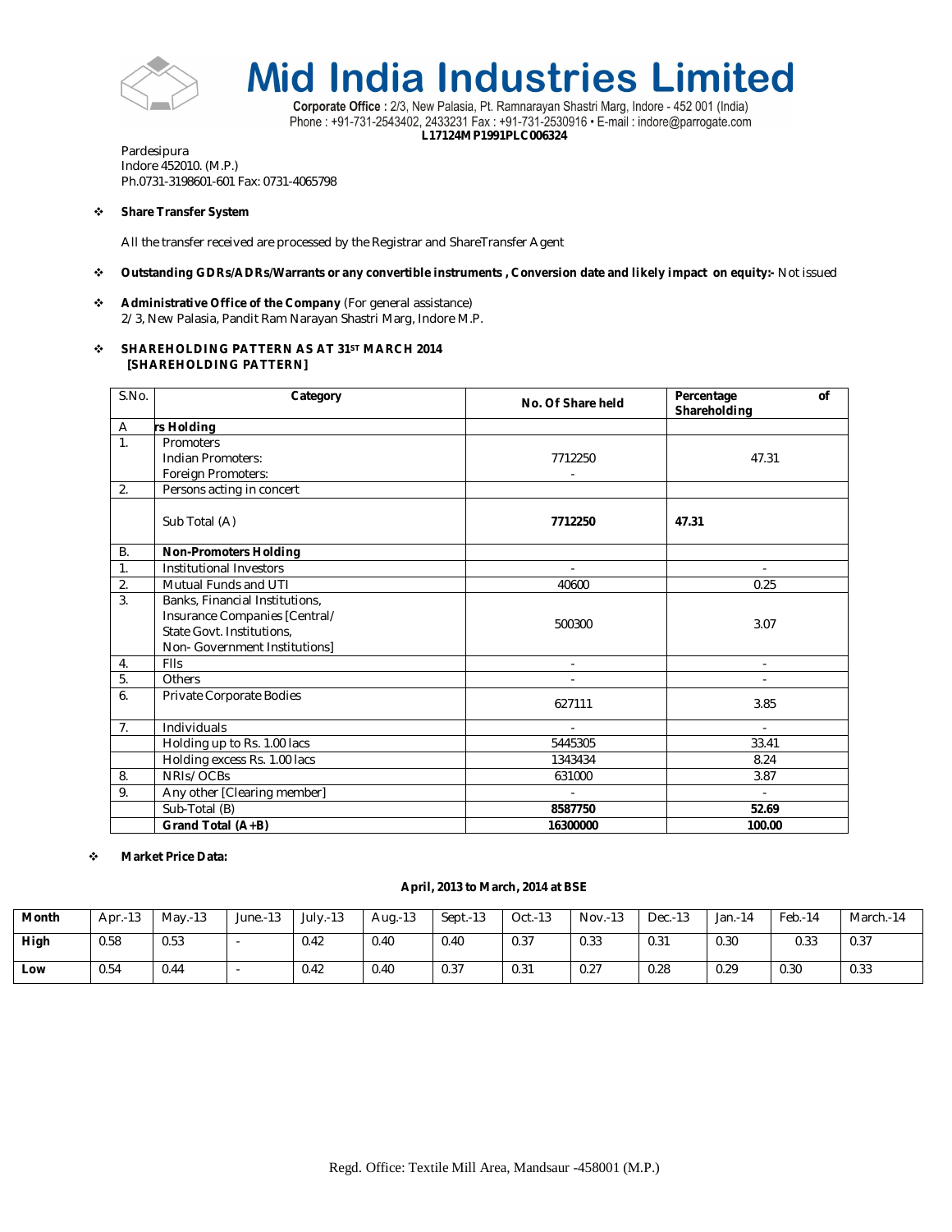# Mid India Industries Limited

**Corporate Office :** 2/3, New Palasia, Pt. Ramnarayan Shastri Marg, Indore - 452 001 (India)
Phone : +91-731-2543402, 2433231 Fax : +91-731-2530916 • E-mail : indore@parrogate.com
**L17124MP1991PLC006324**

Pardesipura
Indore 452010. (M.P.)
Ph.0731-3198601-601 Fax: 0731-4065798

- **Share Transfer System**

All the transfer received are processed by the Registrar and ShareTransfer Agent

- **Outstanding GDRs/ADRs/Warrants or any convertible instruments , Conversion date and likely impact on equity:-** Not issued

- **Administrative Office of the Company** (For general assistance)
2/3, New Palasia, Pandit Ram Narayan Shastri Marg, Indore M.P.

- **SHAREHOLDING PATTERN AS AT 31ST MARCH 2014**
**[SHAREHOLDING PATTERN]**

| S.No. | Category | No. Of Share held | Percentage of Shareholding |
|---|---|---|---|
| A | **rs Holding** | | |
| 1. | Promoters<br>Indian Promoters:<br>Foreign Promoters: | 7712250<br>- | 47.31 |
| 2. | Persons acting in concert | | |
| | Sub Total (A) | **7712250** | **47.31** |
| B. | **Non-Promoters Holding** | | |
| 1. | Institutional Investors | - | - |
| 2. | Mutual Funds and UTI | 40600 | 0.25 |
| 3. | Banks, Financial Institutions, Insurance Companies [Central/ State Govt. Institutions, Non- Government Institutions] | 500300 | 3.07 |
| 4. | FIIs | - | - |
| 5. | Others | - | - |
| 6. | Private Corporate Bodies | 627111 | 3.85 |
| 7. | Individuals | - | - |
| | Holding up to Rs. 1.00 lacs | 5445305 | 33.41 |
| | Holding excess Rs. 1.00 lacs | 1343434 | 8.24 |
| 8. | NRIs/ OCBs | 631000 | 3.87 |
| 9. | Any other [Clearing member] | - | - |
| | Sub-Total (B) | **8587750** | **52.69** |
| | **Grand Total (A+B)** | **16300000** | **100.00** |

- **Market Price Data:**

**April, 2013 to March, 2014 at BSE**

| Month | Apr.-13 | May.-13 | June.-13 | July.-13 | Aug.-13 | Sept.-13 | Oct.-13 | Nov.-13 | Dec.-13 | Jan.-14 | Feb.-14 | March.-14 |
|---|---|---|---|---|---|---|---|---|---|---|---|---|
| **High** | 0.58 | 0.53 | - | 0.42 | 0.40 | 0.40 | 0.37 | 0.33 | 0.31 | 0.30 | 0.33 | 0.37 |
| **Low** | 0.54 | 0.44 | - | 0.42 | 0.40 | 0.37 | 0.31 | 0.27 | 0.28 | 0.29 | 0.30 | 0.33 |

Regd. Office: Textile Mill Area, Mandsaur -458001 (M.P.)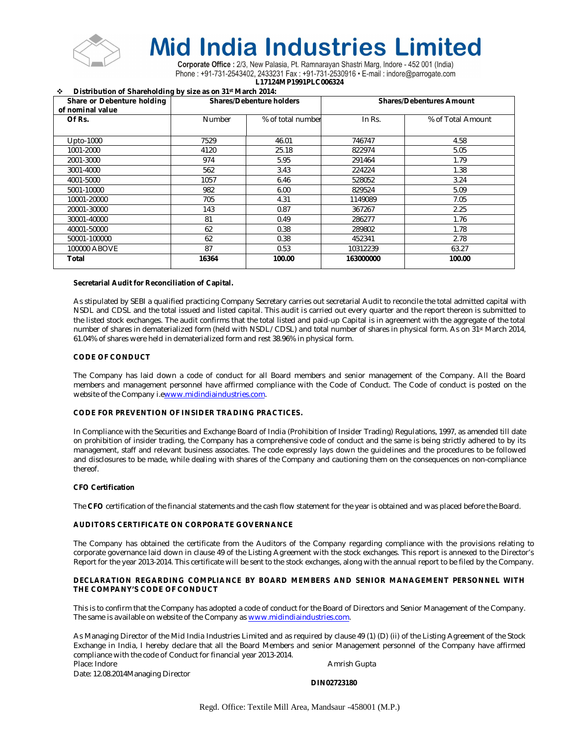# Mid India Industries Limited

**Corporate Office :** 2/3, New Palasia, Pt. Ramnarayan Shastri Marg, Indore - 452 001 (India)
Phone : +91-731-2543402, 2433231 Fax : +91-731-2530916 • E-mail : indore@parrogate.com
**L17124MP1991PLC006324**

- **Distribution of Shareholding by size as on 31st March 2014:**

| Share or Debenture holding of nominal value | Shares/Debenture holders | | Shares/Debentures Amount | |
|---|---|---|---|---|
| **Of Rs.** | Number | % of total number | In Rs. | % of Total Amount |
| Upto-1000 | 7529 | 46.01 | 746747 | 4.58 |
| 1001-2000 | 4120 | 25.18 | 822974 | 5.05 |
| 2001-3000 | 974 | 5.95 | 291464 | 1.79 |
| 3001-4000 | 562 | 3.43 | 224224 | 1.38 |
| 4001-5000 | 1057 | 6.46 | 528052 | 3.24 |
| 5001-10000 | 982 | 6.00 | 829524 | 5.09 |
| 10001-20000 | 705 | 4.31 | 1149089 | 7.05 |
| 20001-30000 | 143 | 0.87 | 367267 | 2.25 |
| 30001-40000 | 81 | 0.49 | 286277 | 1.76 |
| 40001-50000 | 62 | 0.38 | 289802 | 1.78 |
| 50001-100000 | 62 | 0.38 | 452341 | 2.78 |
| 100000 ABOVE | 87 | 0.53 | 10312239 | 63.27 |
| **Total** | **16364** | **100.00** | **163000000** | **100.00** |

**Secretarial Audit for Reconciliation of Capital.**

As stipulated by SEBI a qualified practicing Company Secretary carries out secretarial Audit to reconcile the total admitted capital with NSDL and CDSL and the total issued and listed capital. This audit is carried out every quarter and the report thereon is submitted to the listed stock exchanges. The audit confirms that the total listed and paid-up Capital is in agreement with the aggregate of the total number of shares in dematerialized form (held with NSDL/ CDSL) and total number of shares in physical form. As on 31st March 2014, 61.04% of shares were held in dematerialized form and rest 38.96% in physical form.

**CODE OF CONDUCT**

The Company has laid down a code of conduct for all Board members and senior management of the Company. All the Board members and management personnel have affirmed compliance with the Code of Conduct. The Code of conduct is posted on the website of the Company i.ewww.midindiaindustries.com.

**CODE FOR PREVENTION OF INSIDER TRADING PRACTICES.**

In Compliance with the Securities and Exchange Board of India (Prohibition of Insider Trading) Regulations, 1997, as amended till date on prohibition of insider trading, the Company has a comprehensive code of conduct and the same is being strictly adhered to by its management, staff and relevant business associates. The code expressly lays down the guidelines and the procedures to be followed and disclosures to be made, while dealing with shares of the Company and cautioning them on the consequences on non-compliance thereof.

**CFO Certification**

The **CFO** certification of the financial statements and the cash flow statement for the year is obtained and was placed before the Board.

**AUDITORS CERTIFICATE ON CORPORATE GOVERNANCE**

The Company has obtained the certificate from the Auditors of the Company regarding compliance with the provisions relating to corporate governance laid down in clause 49 of the Listing Agreement with the stock exchanges. This report is annexed to the Director's Report for the year 2013-2014. This certificate will be sent to the stock exchanges, along with the annual report to be filed by the Company.

**DECLARATION REGARDING COMPLIANCE BY BOARD MEMBERS AND SENIOR MANAGEMENT PERSONNEL WITH THE COMPANY'S CODE OF CONDUCT**

This is to confirm that the Company has adopted a code of conduct for the Board of Directors and Senior Management of the Company. The same is available on website of the Company as www.midindiaindustries.com.

As Managing Director of the Mid India Industries Limited and as required by clause 49 (1) (D) (ii) of the Listing Agreement of the Stock Exchange in India, I hereby declare that all the Board Members and senior Management personnel of the Company have affirmed compliance with the code of Conduct for financial year 2013-2014.

Place: Indore
Date: 12.08.2014

Amrish Gupta
Managing Director
**DIN02723180**

Regd. Office: Textile Mill Area, Mandsaur -458001 (M.P.)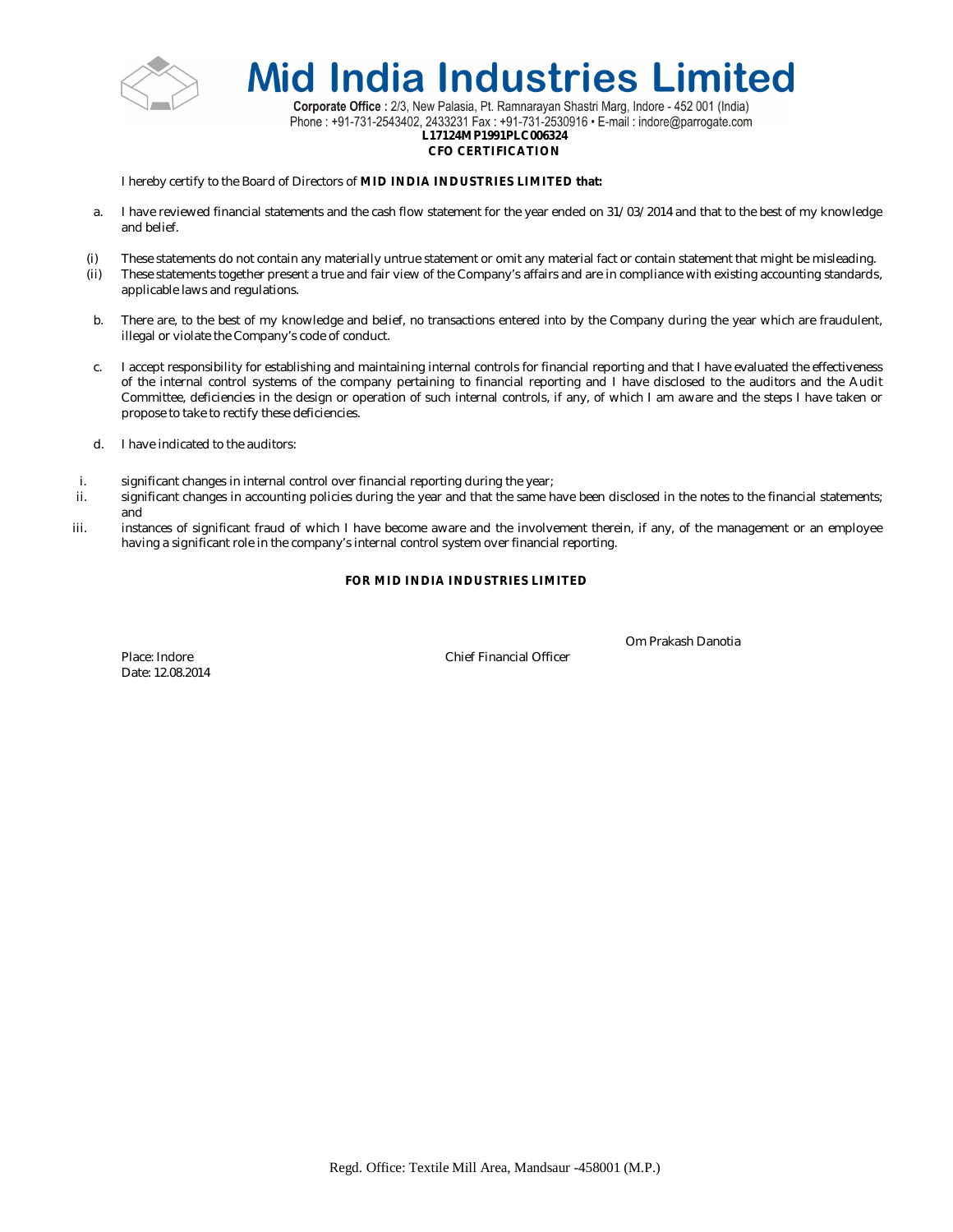# Mid India Industries Limited

**Corporate Office :** 2/3, New Palasia, Pt. Ramnarayan Shastri Marg, Indore - 452 001 (India)
Phone : +91-731-2543402, 2433231 Fax : +91-731-2530916 • E-mail : indore@parrogate.com

**L17124MP1991PLC006324**

## CFO CERTIFICATION

I hereby certify to the Board of Directors of **MID INDIA INDUSTRIES LIMITED that:**

a. I have reviewed financial statements and the cash flow statement for the year ended on 31/03/2014 and that to the best of my knowledge and belief.

(i) These statements do not contain any materially untrue statement or omit any material fact or contain statement that might be misleading.

(ii) These statements together present a true and fair view of the Company's affairs and are in compliance with existing accounting standards, applicable laws and regulations.

b. There are, to the best of my knowledge and belief, no transactions entered into by the Company during the year which are fraudulent, illegal or violate the Company's code of conduct.

c. I accept responsibility for establishing and maintaining internal controls for financial reporting and that I have evaluated the effectiveness of the internal control systems of the company pertaining to financial reporting and I have disclosed to the auditors and the Audit Committee, deficiencies in the design or operation of such internal controls, if any, of which I am aware and the steps I have taken or propose to take to rectify these deficiencies.

d. I have indicated to the auditors:

i. significant changes in internal control over financial reporting during the year;

ii. significant changes in accounting policies during the year and that the same have been disclosed in the notes to the financial statements; and

iii. instances of significant fraud of which I have become aware and the involvement therein, if any, of the management or an employee having a significant role in the company's internal control system over financial reporting.

**FOR MID INDIA INDUSTRIES LIMITED**

Om Prakash Danotia

Chief Financial Officer

Place: Indore
Date: 12.08.2014

Regd. Office: Textile Mill Area, Mandsaur -458001 (M.P.)